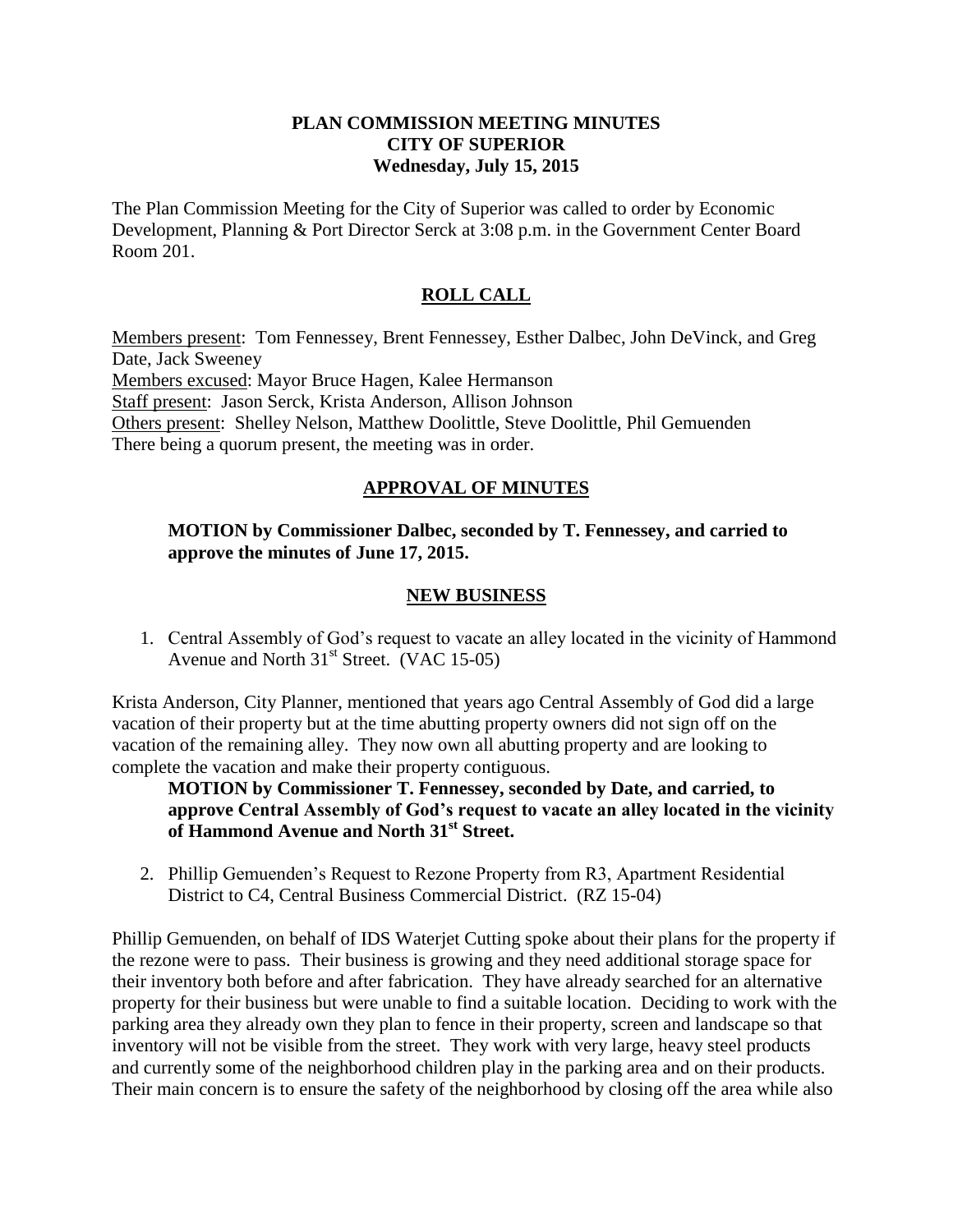**PLAN COMMISSION MEETING MINUTES**
**CITY OF SUPERIOR**
**Wednesday, July 15, 2015**

The Plan Commission Meeting for the City of Superior was called to order by Economic Development, Planning & Port Director Serck at 3:08 p.m. in the Government Center Board Room 201.

## ROLL CALL

Members present: Tom Fennessey, Brent Fennessey, Esther Dalbec, John DeVinck, and Greg Date, Jack Sweeney
Members excused: Mayor Bruce Hagen, Kalee Hermanson
Staff present: Jason Serck, Krista Anderson, Allison Johnson
Others present: Shelley Nelson, Matthew Doolittle, Steve Doolittle, Phil Gemuenden
There being a quorum present, the meeting was in order.

## APPROVAL OF MINUTES

**MOTION by Commissioner Dalbec, seconded by T. Fennessey, and carried to approve the minutes of June 17, 2015.**

## NEW BUSINESS

1. Central Assembly of God's request to vacate an alley located in the vicinity of Hammond Avenue and North 31st Street. (VAC 15-05)

Krista Anderson, City Planner, mentioned that years ago Central Assembly of God did a large vacation of their property but at the time abutting property owners did not sign off on the vacation of the remaining alley. They now own all abutting property and are looking to complete the vacation and make their property contiguous.

**MOTION by Commissioner T. Fennessey, seconded by Date, and carried, to approve Central Assembly of God's request to vacate an alley located in the vicinity of Hammond Avenue and North 31st Street.**

2. Phillip Gemuenden's Request to Rezone Property from R3, Apartment Residential District to C4, Central Business Commercial District. (RZ 15-04)

Phillip Gemuenden, on behalf of IDS Waterjet Cutting spoke about their plans for the property if the rezone were to pass. Their business is growing and they need additional storage space for their inventory both before and after fabrication. They have already searched for an alternative property for their business but were unable to find a suitable location. Deciding to work with the parking area they already own they plan to fence in their property, screen and landscape so that inventory will not be visible from the street. They work with very large, heavy steel products and currently some of the neighborhood children play in the parking area and on their products. Their main concern is to ensure the safety of the neighborhood by closing off the area while also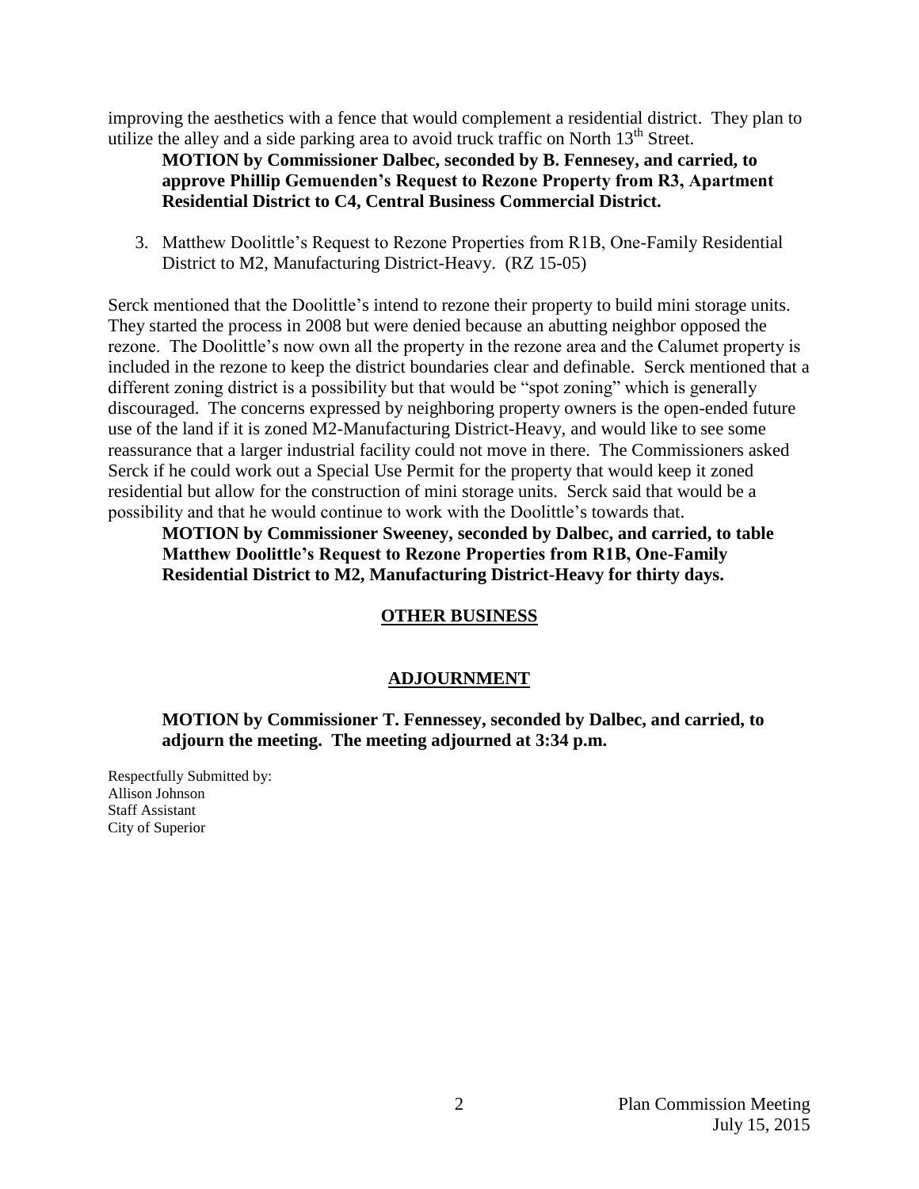improving the aesthetics with a fence that would complement a residential district. They plan to utilize the alley and a side parking area to avoid truck traffic on North 13th Street.

**MOTION by Commissioner Dalbec, seconded by B. Fennesey, and carried, to approve Phillip Gemuenden's Request to Rezone Property from R3, Apartment Residential District to C4, Central Business Commercial District.**

3. Matthew Doolittle's Request to Rezone Properties from R1B, One-Family Residential District to M2, Manufacturing District-Heavy. (RZ 15-05)

Serck mentioned that the Doolittle's intend to rezone their property to build mini storage units. They started the process in 2008 but were denied because an abutting neighbor opposed the rezone. The Doolittle's now own all the property in the rezone area and the Calumet property is included in the rezone to keep the district boundaries clear and definable. Serck mentioned that a different zoning district is a possibility but that would be "spot zoning" which is generally discouraged. The concerns expressed by neighboring property owners is the open-ended future use of the land if it is zoned M2-Manufacturing District-Heavy, and would like to see some reassurance that a larger industrial facility could not move in there. The Commissioners asked Serck if he could work out a Special Use Permit for the property that would keep it zoned residential but allow for the construction of mini storage units. Serck said that would be a possibility and that he would continue to work with the Doolittle's towards that.

**MOTION by Commissioner Sweeney, seconded by Dalbec, and carried, to table Matthew Doolittle's Request to Rezone Properties from R1B, One-Family Residential District to M2, Manufacturing District-Heavy for thirty days.**

## OTHER BUSINESS

## ADJOURNMENT

**MOTION by Commissioner T. Fennessey, seconded by Dalbec, and carried, to adjourn the meeting. The meeting adjourned at 3:34 p.m.**

Respectfully Submitted by:
Allison Johnson
Staff Assistant
City of Superior